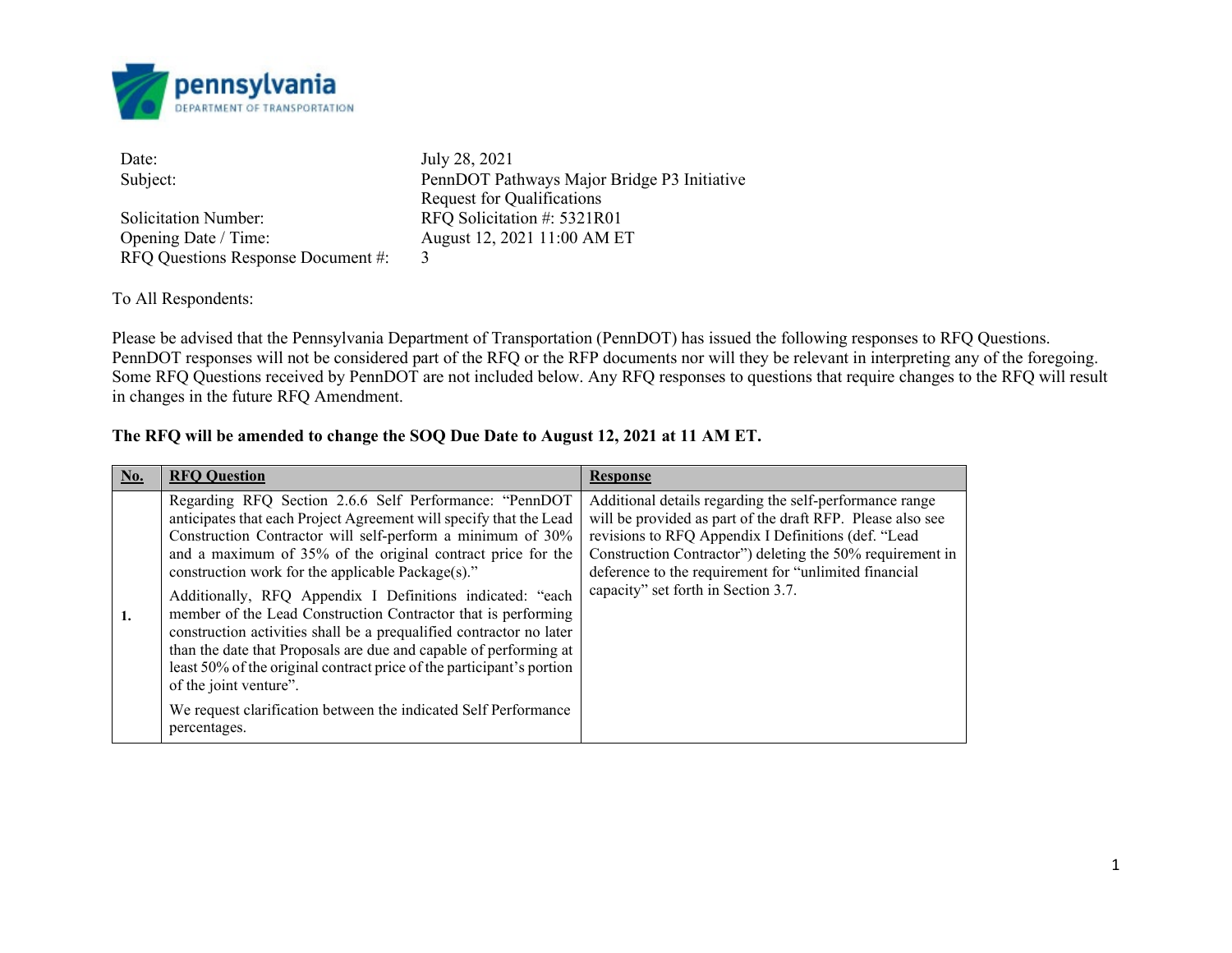pennsylvania DEPARTMENT OF TRANSPORTATION

| | |
|---|---|
| Date: | July 28, 2021 |
| Subject: | PennDOT Pathways Major Bridge P3 Initiative Request for Qualifications |
| Solicitation Number: | RFQ Solicitation #: 5321R01 |
| Opening Date / Time: | August 12, 2021 11:00 AM ET |
| RFQ Questions Response Document #: | 3 |

To All Respondents:

Please be advised that the Pennsylvania Department of Transportation (PennDOT) has issued the following responses to RFQ Questions. PennDOT responses will not be considered part of the RFQ or the RFP documents nor will they be relevant in interpreting any of the foregoing. Some RFQ Questions received by PennDOT are not included below. Any RFQ responses to questions that require changes to the RFQ will result in changes in the future RFQ Amendment.

**The RFQ will be amended to change the SOQ Due Date to August 12, 2021 at 11 AM ET.**

| No. | RFQ Question | Response |
|---|---|---|
| 1. | Regarding RFQ Section 2.6.6 Self Performance: "PennDOT anticipates that each Project Agreement will specify that the Lead Construction Contractor will self-perform a minimum of 30% and a maximum of 35% of the original contract price for the construction work for the applicable Package(s)."<br><br>Additionally, RFQ Appendix I Definitions indicated: "each member of the Lead Construction Contractor that is performing construction activities shall be a prequalified contractor no later than the date that Proposals are due and capable of performing at least 50% of the original contract price of the participant's portion of the joint venture".<br><br>We request clarification between the indicated Self Performance percentages. | Additional details regarding the self-performance range will be provided as part of the draft RFP. Please also see revisions to RFQ Appendix I Definitions (def. "Lead Construction Contractor") deleting the 50% requirement in deference to the requirement for "unlimited financial capacity" set forth in Section 3.7. |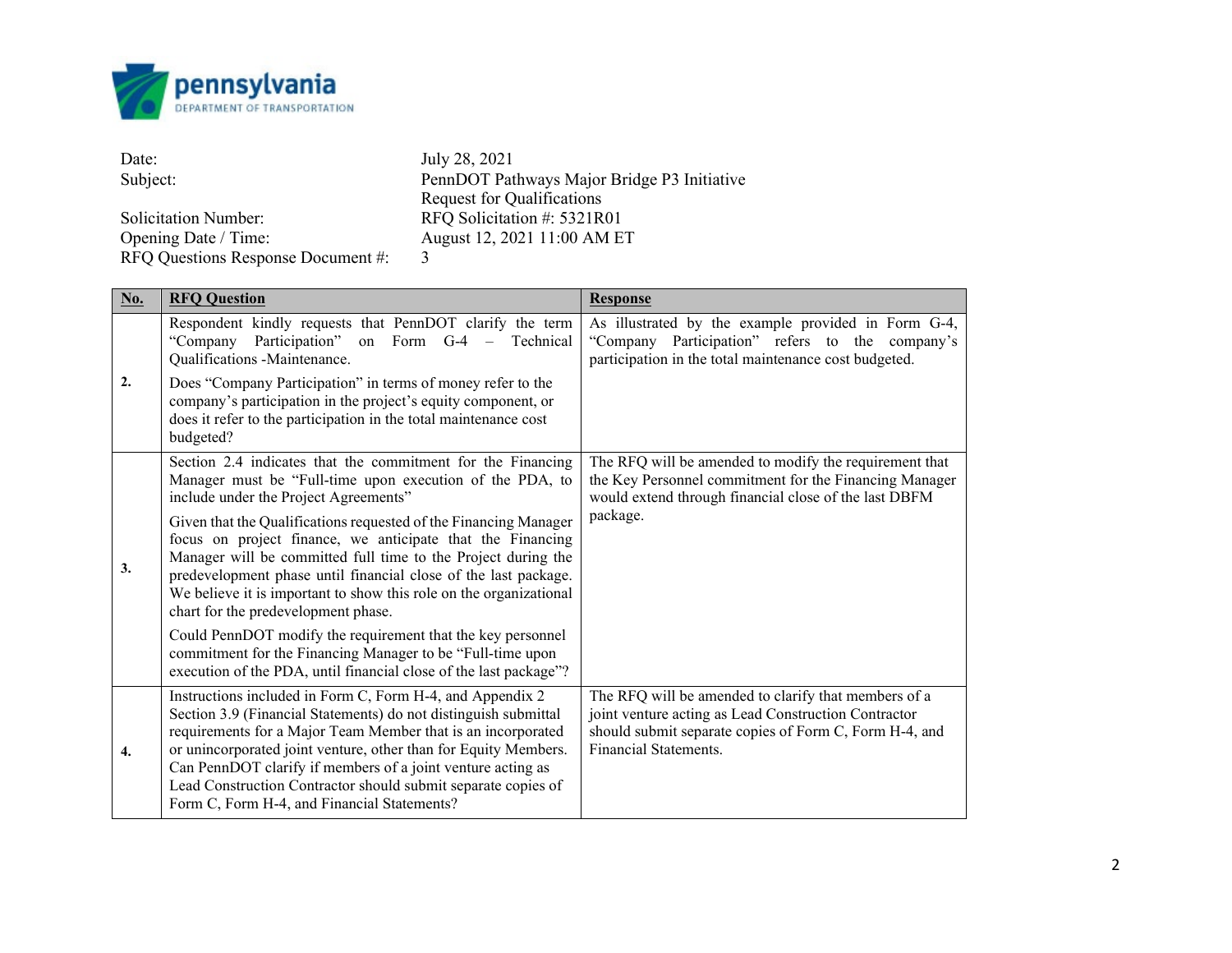pennsylvania
DEPARTMENT OF TRANSPORTATION

| | |
|---|---|
| Date: | July 28, 2021 |
| Subject: | PennDOT Pathways Major Bridge P3 Initiative Request for Qualifications |
| Solicitation Number: | RFQ Solicitation #: 5321R01 |
| Opening Date / Time: | August 12, 2021 11:00 AM ET |
| RFQ Questions Response Document #: | 3 |

| No. | RFQ Question | Response |
|---|---|---|
| 2. | Respondent kindly requests that PennDOT clarify the term "Company Participation" on Form G-4 – Technical Qualifications -Maintenance.<br><br>Does "Company Participation" in terms of money refer to the company's participation in the project's equity component, or does it refer to the participation in the total maintenance cost budgeted? | As illustrated by the example provided in Form G-4, "Company Participation" refers to the company's participation in the total maintenance cost budgeted. |
| 3. | Section 2.4 indicates that the commitment for the Financing Manager must be "Full-time upon execution of the PDA, to include under the Project Agreements"<br><br>Given that the Qualifications requested of the Financing Manager focus on project finance, we anticipate that the Financing Manager will be committed full time to the Project during the predevelopment phase until financial close of the last package. We believe it is important to show this role on the organizational chart for the predevelopment phase.<br><br>Could PennDOT modify the requirement that the key personnel commitment for the Financing Manager to be "Full-time upon execution of the PDA, until financial close of the last package"? | The RFQ will be amended to modify the requirement that the Key Personnel commitment for the Financing Manager would extend through financial close of the last DBFM package. |
| 4. | Instructions included in Form C, Form H-4, and Appendix 2 Section 3.9 (Financial Statements) do not distinguish submittal requirements for a Major Team Member that is an incorporated or unincorporated joint venture, other than for Equity Members. Can PennDOT clarify if members of a joint venture acting as Lead Construction Contractor should submit separate copies of Form C, Form H-4, and Financial Statements? | The RFQ will be amended to clarify that members of a joint venture acting as Lead Construction Contractor should submit separate copies of Form C, Form H-4, and Financial Statements. |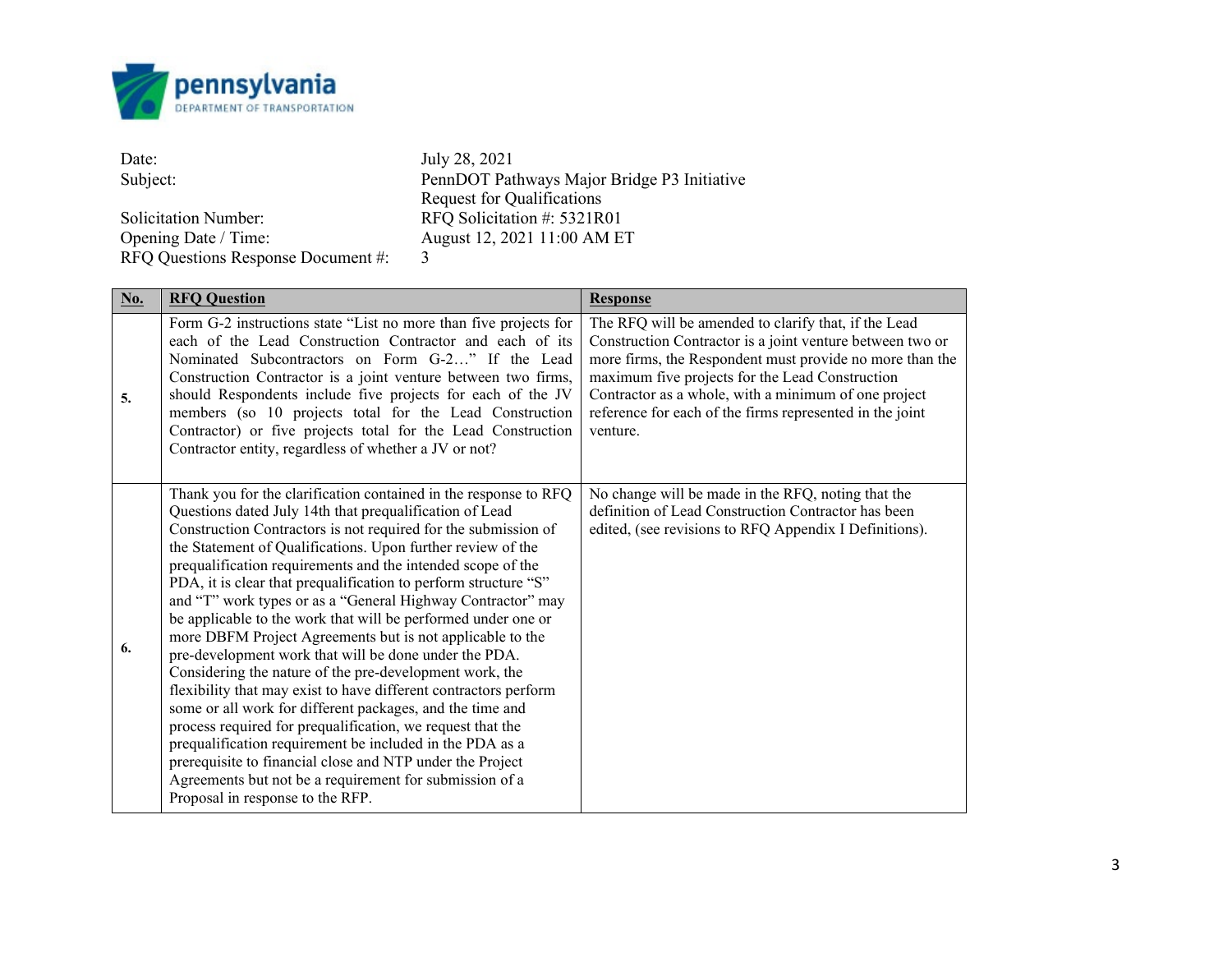| Date: | July 28, 2021 |
|---|---|
| Subject: | PennDOT Pathways Major Bridge P3 Initiative Request for Qualifications |
| Solicitation Number: | RFQ Solicitation #: 5321R01 |
| Opening Date / Time: | August 12, 2021 11:00 AM ET |
| RFQ Questions Response Document #: | 3 |

| No. | RFQ Question | Response |
|---|---|---|
| 5. | Form G-2 instructions state "List no more than five projects for each of the Lead Construction Contractor and each of its Nominated Subcontractors on Form G-2…" If the Lead Construction Contractor is a joint venture between two firms, should Respondents include five projects for each of the JV members (so 10 projects total for the Lead Construction Contractor) or five projects total for the Lead Construction Contractor entity, regardless of whether a JV or not? | The RFQ will be amended to clarify that, if the Lead Construction Contractor is a joint venture between two or more firms, the Respondent must provide no more than the maximum five projects for the Lead Construction Contractor as a whole, with a minimum of one project reference for each of the firms represented in the joint venture. |
| 6. | Thank you for the clarification contained in the response to RFQ Questions dated July 14th that prequalification of Lead Construction Contractors is not required for the submission of the Statement of Qualifications. Upon further review of the prequalification requirements and the intended scope of the PDA, it is clear that prequalification to perform structure "S" and "T" work types or as a "General Highway Contractor" may be applicable to the work that will be performed under one or more DBFM Project Agreements but is not applicable to the pre-development work that will be done under the PDA. Considering the nature of the pre-development work, the flexibility that may exist to have different contractors perform some or all work for different packages, and the time and process required for prequalification, we request that the prequalification requirement be included in the PDA as a prerequisite to financial close and NTP under the Project Agreements but not be a requirement for submission of a Proposal in response to the RFP. | No change will be made in the RFQ, noting that the definition of Lead Construction Contractor has been edited, (see revisions to RFQ Appendix I Definitions). |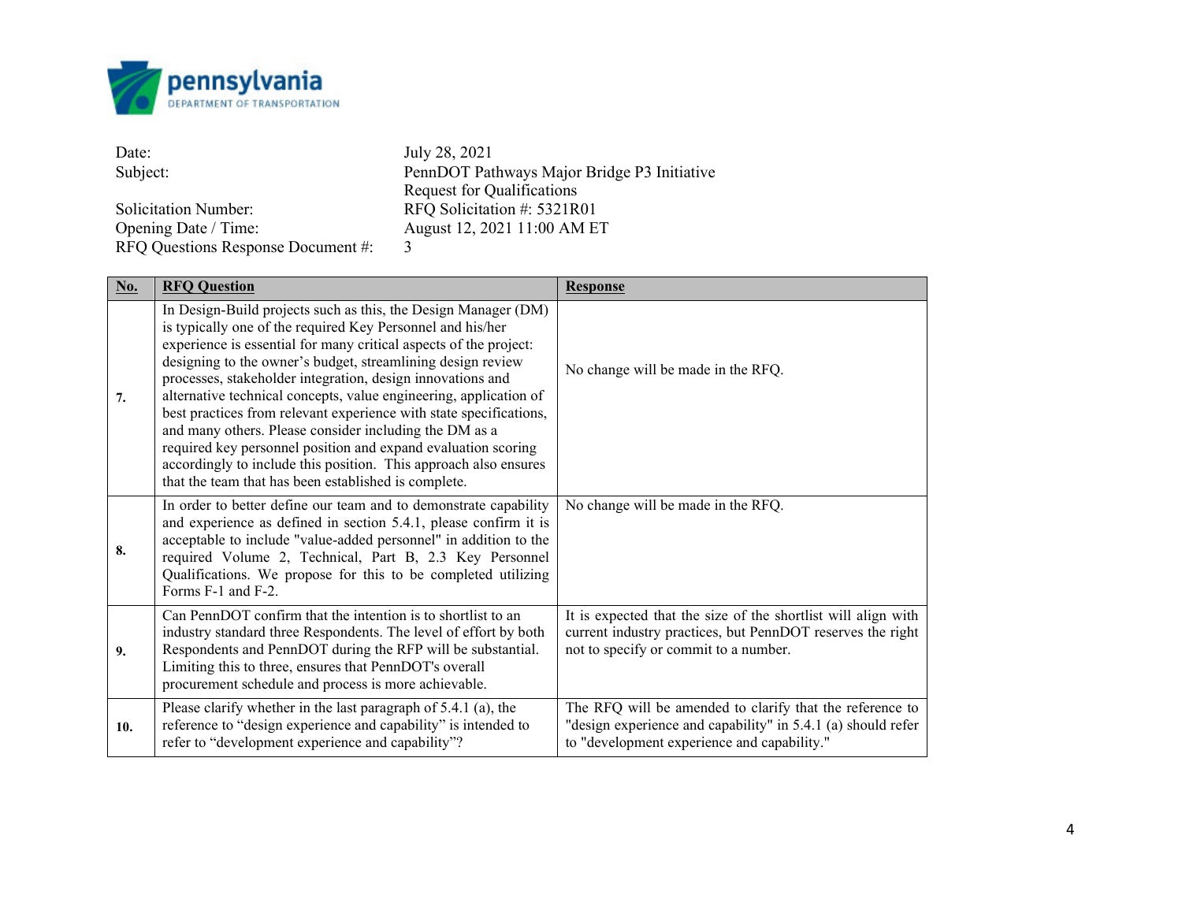pennsylvania
DEPARTMENT OF TRANSPORTATION

| | |
|---|---|
| Date: | July 28, 2021 |
| Subject: | PennDOT Pathways Major Bridge P3 Initiative<br>Request for Qualifications |
| Solicitation Number: | RFQ Solicitation #: 5321R01 |
| Opening Date / Time: | August 12, 2021 11:00 AM ET |
| RFQ Questions Response Document #: | 3 |

| No. | RFQ Question | Response |
|---|---|---|
| 7. | In Design-Build projects such as this, the Design Manager (DM) is typically one of the required Key Personnel and his/her experience is essential for many critical aspects of the project: designing to the owner's budget, streamlining design review processes, stakeholder integration, design innovations and alternative technical concepts, value engineering, application of best practices from relevant experience with state specifications, and many others. Please consider including the DM as a required key personnel position and expand evaluation scoring accordingly to include this position. This approach also ensures that the team that has been established is complete. | No change will be made in the RFQ. |
| 8. | In order to better define our team and to demonstrate capability and experience as defined in section 5.4.1, please confirm it is acceptable to include "value-added personnel" in addition to the required Volume 2, Technical, Part B, 2.3 Key Personnel Qualifications. We propose for this to be completed utilizing Forms F-1 and F-2. | No change will be made in the RFQ. |
| 9. | Can PennDOT confirm that the intention is to shortlist to an industry standard three Respondents. The level of effort by both Respondents and PennDOT during the RFP will be substantial. Limiting this to three, ensures that PennDOT's overall procurement schedule and process is more achievable. | It is expected that the size of the shortlist will align with current industry practices, but PennDOT reserves the right not to specify or commit to a number. |
| 10. | Please clarify whether in the last paragraph of 5.4.1 (a), the reference to "design experience and capability" is intended to refer to "development experience and capability"? | The RFQ will be amended to clarify that the reference to "design experience and capability" in 5.4.1 (a) should refer to "development experience and capability." |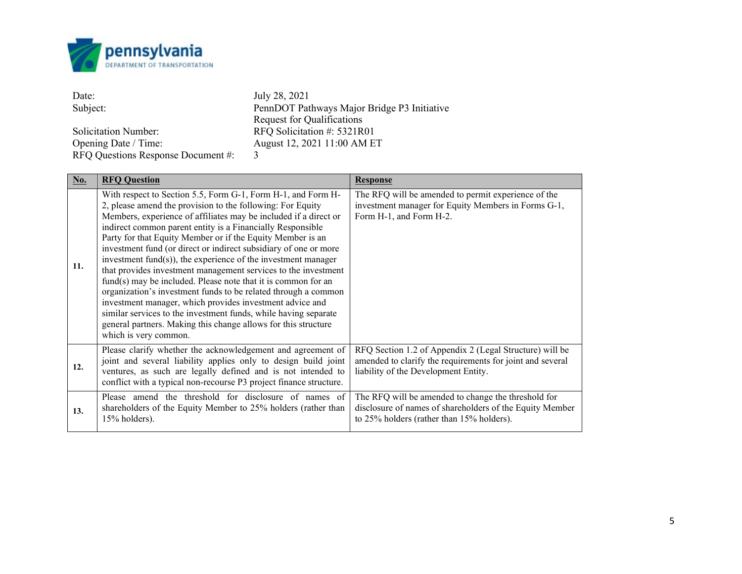pennsylvania
DEPARTMENT OF TRANSPORTATION

| | |
|---|---|
| Date: | July 28, 2021 |
| Subject: | PennDOT Pathways Major Bridge P3 Initiative Request for Qualifications |
| Solicitation Number: | RFQ Solicitation #: 5321R01 |
| Opening Date / Time: | August 12, 2021 11:00 AM ET |
| RFQ Questions Response Document #: | 3 |

| No. | RFQ Question | Response |
|---|---|---|
| 11. | With respect to Section 5.5, Form G-1, Form H-1, and Form H-2, please amend the provision to the following: For Equity Members, experience of affiliates may be included if a direct or indirect common parent entity is a Financially Responsible Party for that Equity Member or if the Equity Member is an investment fund (or direct or indirect subsidiary of one or more investment fund(s)), the experience of the investment manager that provides investment management services to the investment fund(s) may be included. Please note that it is common for an organization's investment funds to be related through a common investment manager, which provides investment advice and similar services to the investment funds, while having separate general partners. Making this change allows for this structure which is very common. | The RFQ will be amended to permit experience of the investment manager for Equity Members in Forms G-1, Form H-1, and Form H-2. |
| 12. | Please clarify whether the acknowledgement and agreement of joint and several liability applies only to design build joint ventures, as such are legally defined and is not intended to conflict with a typical non-recourse P3 project finance structure. | RFQ Section 1.2 of Appendix 2 (Legal Structure) will be amended to clarify the requirements for joint and several liability of the Development Entity. |
| 13. | Please amend the threshold for disclosure of names of shareholders of the Equity Member to 25% holders (rather than 15% holders). | The RFQ will be amended to change the threshold for disclosure of names of shareholders of the Equity Member to 25% holders (rather than 15% holders). |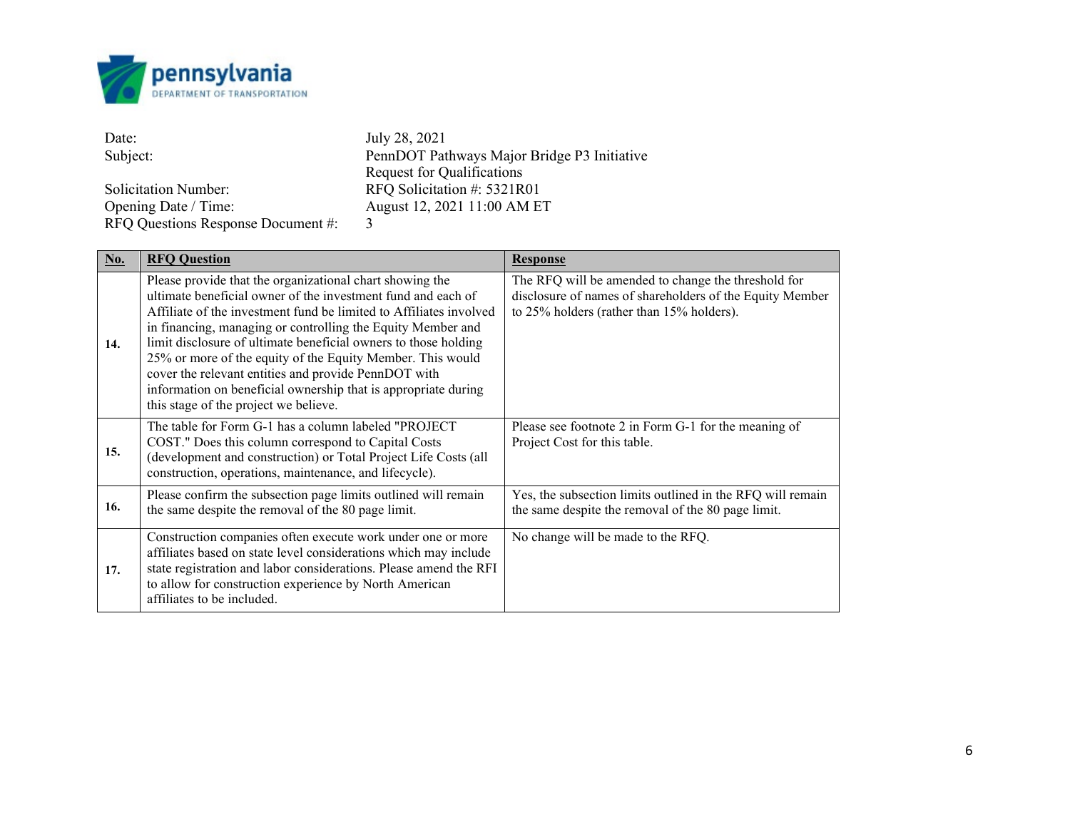pennsylvania
DEPARTMENT OF TRANSPORTATION

| | |
|---|---|
| Date: | July 28, 2021 |
| Subject: | PennDOT Pathways Major Bridge P3 Initiative Request for Qualifications |
| Solicitation Number: | RFQ Solicitation #: 5321R01 |
| Opening Date / Time: | August 12, 2021 11:00 AM ET |
| RFQ Questions Response Document #: | 3 |

| No. | RFQ Question | Response |
|---|---|---|
| 14. | Please provide that the organizational chart showing the ultimate beneficial owner of the investment fund and each of Affiliate of the investment fund be limited to Affiliates involved in financing, managing or controlling the Equity Member and limit disclosure of ultimate beneficial owners to those holding 25% or more of the equity of the Equity Member. This would cover the relevant entities and provide PennDOT with information on beneficial ownership that is appropriate during this stage of the project we believe. | The RFQ will be amended to change the threshold for disclosure of names of shareholders of the Equity Member to 25% holders (rather than 15% holders). |
| 15. | The table for Form G-1 has a column labeled "PROJECT COST." Does this column correspond to Capital Costs (development and construction) or Total Project Life Costs (all construction, operations, maintenance, and lifecycle). | Please see footnote 2 in Form G-1 for the meaning of Project Cost for this table. |
| 16. | Please confirm the subsection page limits outlined will remain the same despite the removal of the 80 page limit. | Yes, the subsection limits outlined in the RFQ will remain the same despite the removal of the 80 page limit. |
| 17. | Construction companies often execute work under one or more affiliates based on state level considerations which may include state registration and labor considerations. Please amend the RFI to allow for construction experience by North American affiliates to be included. | No change will be made to the RFQ. |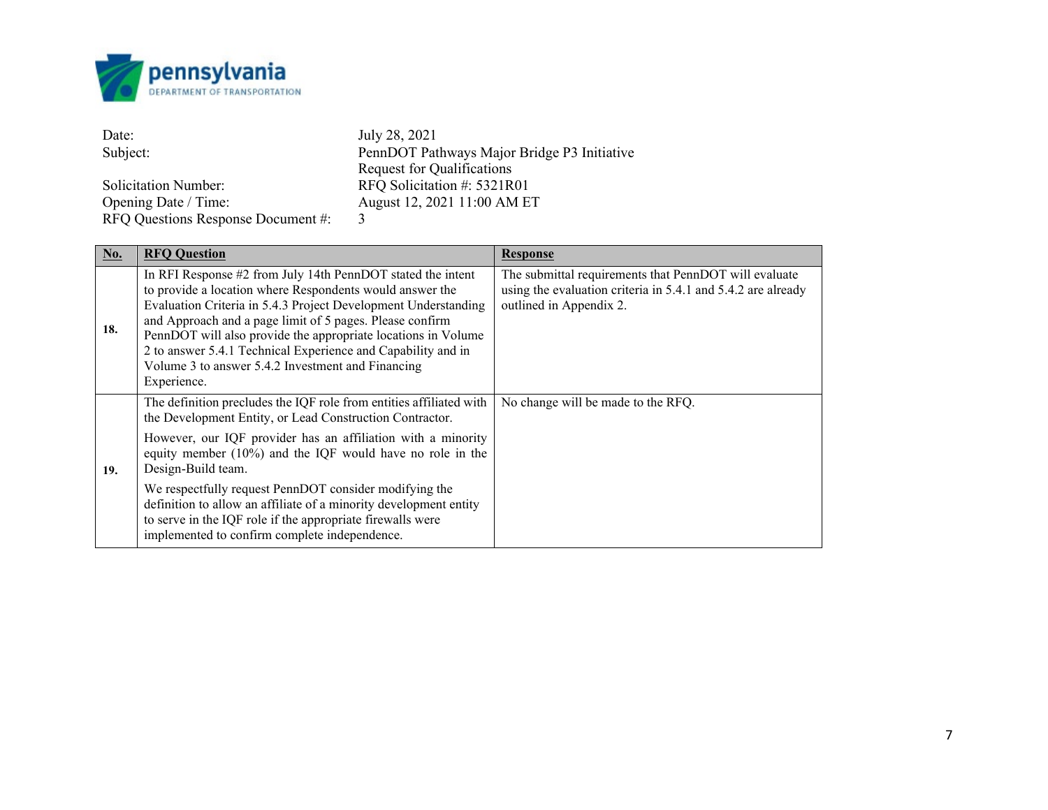pennsylvania
DEPARTMENT OF TRANSPORTATION

| | |
|---|---|
| Date: | July 28, 2021 |
| Subject: | PennDOT Pathways Major Bridge P3 Initiative Request for Qualifications |
| Solicitation Number: | RFQ Solicitation #: 5321R01 |
| Opening Date / Time: | August 12, 2021 11:00 AM ET |
| RFQ Questions Response Document #: | 3 |

| No. | RFQ Question | Response |
|---|---|---|
| **18.** | In RFI Response #2 from July 14th PennDOT stated the intent to provide a location where Respondents would answer the Evaluation Criteria in 5.4.3 Project Development Understanding and Approach and a page limit of 5 pages. Please confirm PennDOT will also provide the appropriate locations in Volume 2 to answer 5.4.1 Technical Experience and Capability and in Volume 3 to answer 5.4.2 Investment and Financing Experience. | The submittal requirements that PennDOT will evaluate using the evaluation criteria in 5.4.1 and 5.4.2 are already outlined in Appendix 2. |
| **19.** | The definition precludes the IQF role from entities affiliated with the Development Entity, or Lead Construction Contractor.<br><br>However, our IQF provider has an affiliation with a minority equity member (10%) and the IQF would have no role in the Design-Build team.<br><br>We respectfully request PennDOT consider modifying the definition to allow an affiliate of a minority development entity to serve in the IQF role if the appropriate firewalls were implemented to confirm complete independence. | No change will be made to the RFQ. |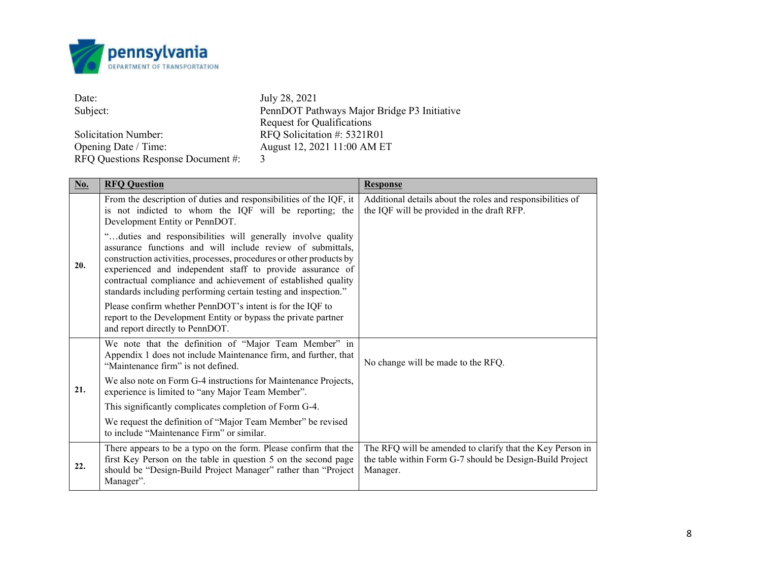pennsylvania
DEPARTMENT OF TRANSPORTATION

| | |
|---|---|
| Date: | July 28, 2021 |
| Subject: | PennDOT Pathways Major Bridge P3 Initiative<br>Request for Qualifications |
| Solicitation Number: | RFQ Solicitation #: 5321R01 |
| Opening Date / Time: | August 12, 2021 11:00 AM ET |
| RFQ Questions Response Document #: | 3 |

| No. | RFQ Question | Response |
|---|---|---|
| **20.** | From the description of duties and responsibilities of the IQF, it is not indicted to whom the IQF will be reporting; the Development Entity or PennDOT.<br><br>"…duties and responsibilities will generally involve quality assurance functions and will include review of submittals, construction activities, processes, procedures or other products by experienced and independent staff to provide assurance of contractual compliance and achievement of established quality standards including performing certain testing and inspection."<br><br>Please confirm whether PennDOT's intent is for the IQF to report to the Development Entity or bypass the private partner and report directly to PennDOT. | Additional details about the roles and responsibilities of the IQF will be provided in the draft RFP. |
| **21.** | We note that the definition of "Major Team Member" in Appendix 1 does not include Maintenance firm, and further, that "Maintenance firm" is not defined.<br><br>We also note on Form G-4 instructions for Maintenance Projects, experience is limited to "any Major Team Member".<br><br>This significantly complicates completion of Form G-4.<br><br>We request the definition of "Major Team Member" be revised to include "Maintenance Firm" or similar. | No change will be made to the RFQ. |
| **22.** | There appears to be a typo on the form. Please confirm that the first Key Person on the table in question 5 on the second page should be "Design-Build Project Manager" rather than "Project Manager". | The RFQ will be amended to clarify that the Key Person in the table within Form G-7 should be Design-Build Project Manager. |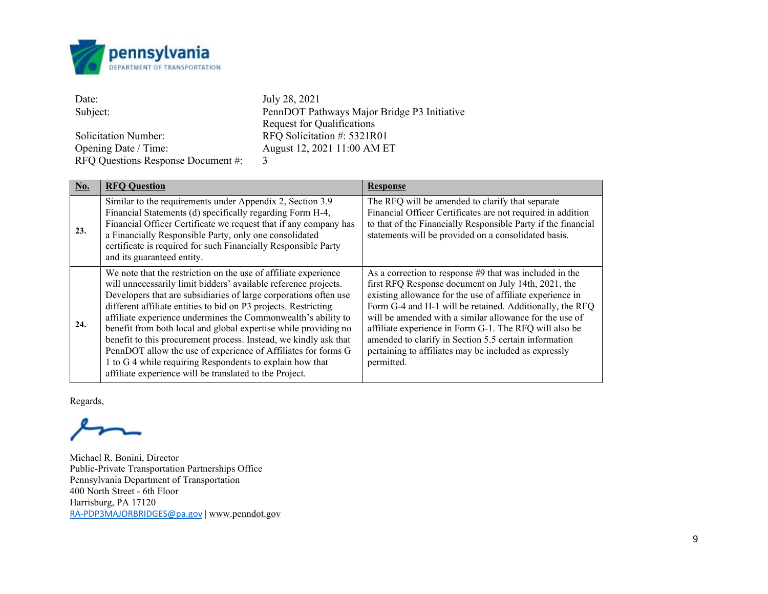pennsylvania
DEPARTMENT OF TRANSPORTATION

| | |
|---|---|
| Date: | July 28, 2021 |
| Subject: | PennDOT Pathways Major Bridge P3 Initiative<br>Request for Qualifications |
| Solicitation Number: | RFQ Solicitation #: 5321R01 |
| Opening Date / Time: | August 12, 2021 11:00 AM ET |
| RFQ Questions Response Document #: | 3 |

| No. | RFQ Question | Response |
|---|---|---|
| **23.** | Similar to the requirements under Appendix 2, Section 3.9 Financial Statements (d) specifically regarding Form H-4, Financial Officer Certificate we request that if any company has a Financially Responsible Party, only one consolidated certificate is required for such Financially Responsible Party and its guaranteed entity. | The RFQ will be amended to clarify that separate Financial Officer Certificates are not required in addition to that of the Financially Responsible Party if the financial statements will be provided on a consolidated basis. |
| **24.** | We note that the restriction on the use of affiliate experience will unnecessarily limit bidders' available reference projects. Developers that are subsidiaries of large corporations often use different affiliate entities to bid on P3 projects. Restricting affiliate experience undermines the Commonwealth's ability to benefit from both local and global expertise while providing no benefit to this procurement process. Instead, we kindly ask that PennDOT allow the use of experience of Affiliates for forms G 1 to G 4 while requiring Respondents to explain how that affiliate experience will be translated to the Project. | As a correction to response #9 that was included in the first RFQ Response document on July 14th, 2021, the existing allowance for the use of affiliate experience in Form G-4 and H-1 will be retained. Additionally, the RFQ will be amended with a similar allowance for the use of affiliate experience in Form G-1. The RFQ will also be amended to clarify in Section 5.5 certain information pertaining to affiliates may be included as expressly permitted. |

Regards,

Michael R. Bonini, Director
Public-Private Transportation Partnerships Office
Pennsylvania Department of Transportation
400 North Street - 6th Floor
Harrisburg, PA 17120
RA-PDP3MAJORBRIDGES@pa.gov | www.penndot.gov